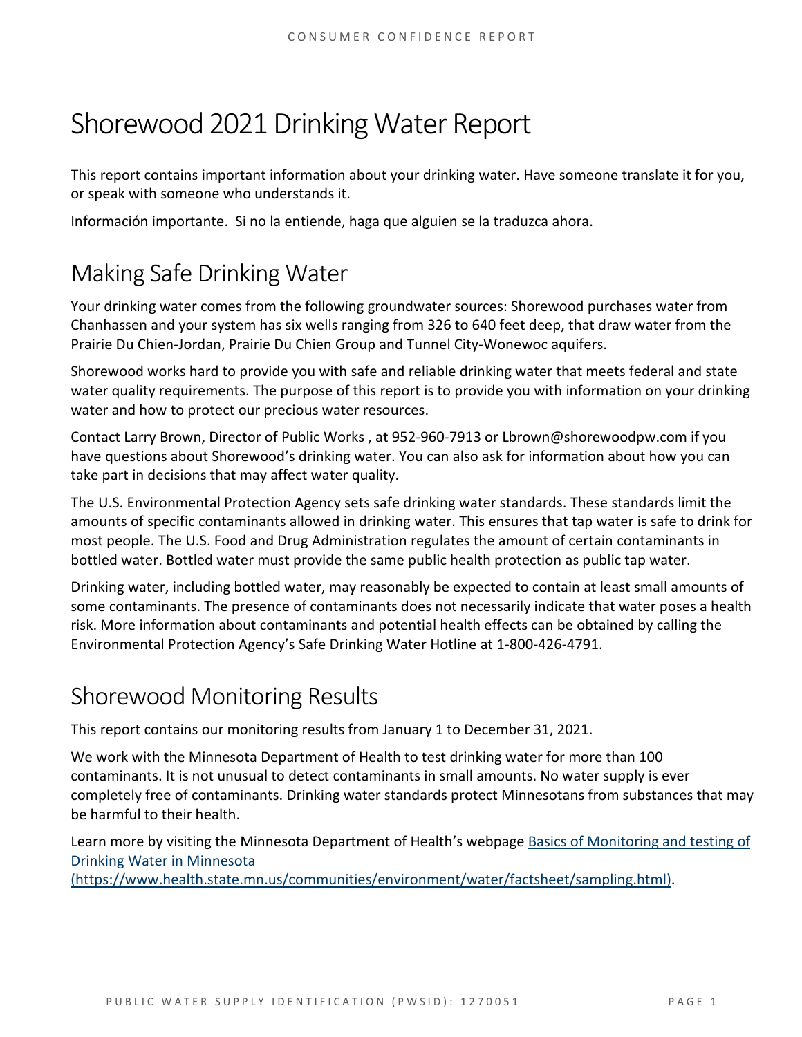# Shorewood 2021 Drinking Water Report

This report contains important information about your drinking water. Have someone translate it for you, or speak with someone who understands it.

Información importante. Si no la entiende, haga que alguien se la traduzca ahora.

## Making Safe Drinking Water

Your drinking water comes from the following groundwater sources: Shorewood purchases water from Chanhassen and your system has six wells ranging from 326 to 640 feet deep, that draw water from the Prairie Du Chien-Jordan, Prairie Du Chien Group and Tunnel City-Wonewoc aquifers.

Shorewood works hard to provide you with safe and reliable drinking water that meets federal and state water quality requirements. The purpose of this report is to provide you with information on your drinking water and how to protect our precious water resources.

Contact Larry Brown, Director of Public Works , at 952-960-7913 or Lbrown@shorewoodpw.com if you have questions about Shorewood's drinking water. You can also ask for information about how you can take part in decisions that may affect water quality.

The U.S. Environmental Protection Agency sets safe drinking water standards. These standards limit the amounts of specific contaminants allowed in drinking water. This ensures that tap water is safe to drink for most people. The U.S. Food and Drug Administration regulates the amount of certain contaminants in bottled water. Bottled water must provide the same public health protection as public tap water.

Drinking water, including bottled water, may reasonably be expected to contain at least small amounts of some contaminants. The presence of contaminants does not necessarily indicate that water poses a health risk. More information about contaminants and potential health effects can be obtained by calling the Environmental Protection Agency's Safe Drinking Water Hotline at 1-800-426-4791.

## Shorewood Monitoring Results

This report contains our monitoring results from January 1 to December 31, 2021.

We work with the Minnesota Department of Health to test drinking water for more than 100 contaminants. It is not unusual to detect contaminants in small amounts. No water supply is ever completely free of contaminants. Drinking water standards protect Minnesotans from substances that may be harmful to their health.

Learn more by visiting the Minnesota Department of Health's webpage [Basics of Monitoring and testing of Drinking Water in Minnesota (https://www.health.state.mn.us/communities/environment/water/factsheet/sampling.html)](https://www.health.state.mn.us/communities/environment/water/factsheet/sampling.html).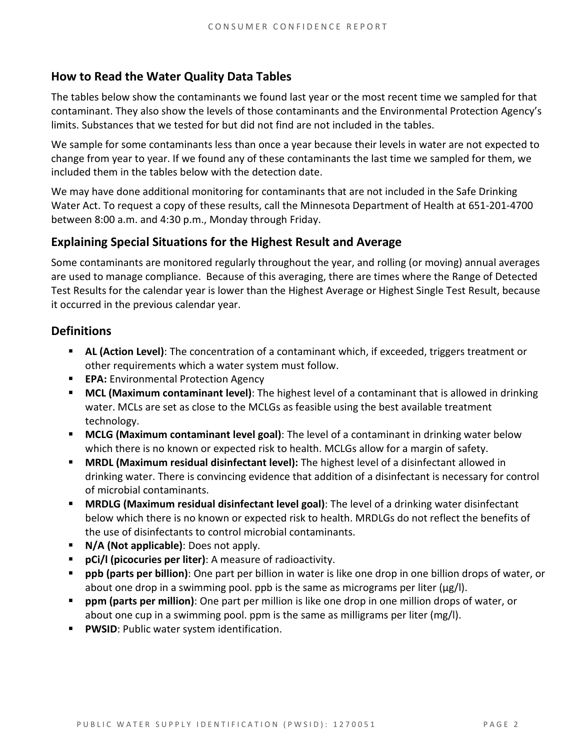## How to Read the Water Quality Data Tables

The tables below show the contaminants we found last year or the most recent time we sampled for that contaminant. They also show the levels of those contaminants and the Environmental Protection Agency's limits. Substances that we tested for but did not find are not included in the tables.

We sample for some contaminants less than once a year because their levels in water are not expected to change from year to year. If we found any of these contaminants the last time we sampled for them, we included them in the tables below with the detection date.

We may have done additional monitoring for contaminants that are not included in the Safe Drinking Water Act. To request a copy of these results, call the Minnesota Department of Health at 651-201-4700 between 8:00 a.m. and 4:30 p.m., Monday through Friday.

## Explaining Special Situations for the Highest Result and Average

Some contaminants are monitored regularly throughout the year, and rolling (or moving) annual averages are used to manage compliance. Because of this averaging, there are times where the Range of Detected Test Results for the calendar year is lower than the Highest Average or Highest Single Test Result, because it occurred in the previous calendar year.

## Definitions

- **AL (Action Level)**: The concentration of a contaminant which, if exceeded, triggers treatment or other requirements which a water system must follow.
- **EPA:** Environmental Protection Agency
- **MCL (Maximum contaminant level)**: The highest level of a contaminant that is allowed in drinking water. MCLs are set as close to the MCLGs as feasible using the best available treatment technology.
- **MCLG (Maximum contaminant level goal)**: The level of a contaminant in drinking water below which there is no known or expected risk to health. MCLGs allow for a margin of safety.
- **MRDL (Maximum residual disinfectant level):** The highest level of a disinfectant allowed in drinking water. There is convincing evidence that addition of a disinfectant is necessary for control of microbial contaminants.
- **MRDLG (Maximum residual disinfectant level goal)**: The level of a drinking water disinfectant below which there is no known or expected risk to health. MRDLGs do not reflect the benefits of the use of disinfectants to control microbial contaminants.
- **N/A (Not applicable)**: Does not apply.
- **pCi/l (picocuries per liter)**: A measure of radioactivity.
- **ppb (parts per billion)**: One part per billion in water is like one drop in one billion drops of water, or about one drop in a swimming pool. ppb is the same as micrograms per liter (μg/l).
- **ppm (parts per million)**: One part per million is like one drop in one million drops of water, or about one cup in a swimming pool. ppm is the same as milligrams per liter (mg/l).
- **PWSID**: Public water system identification.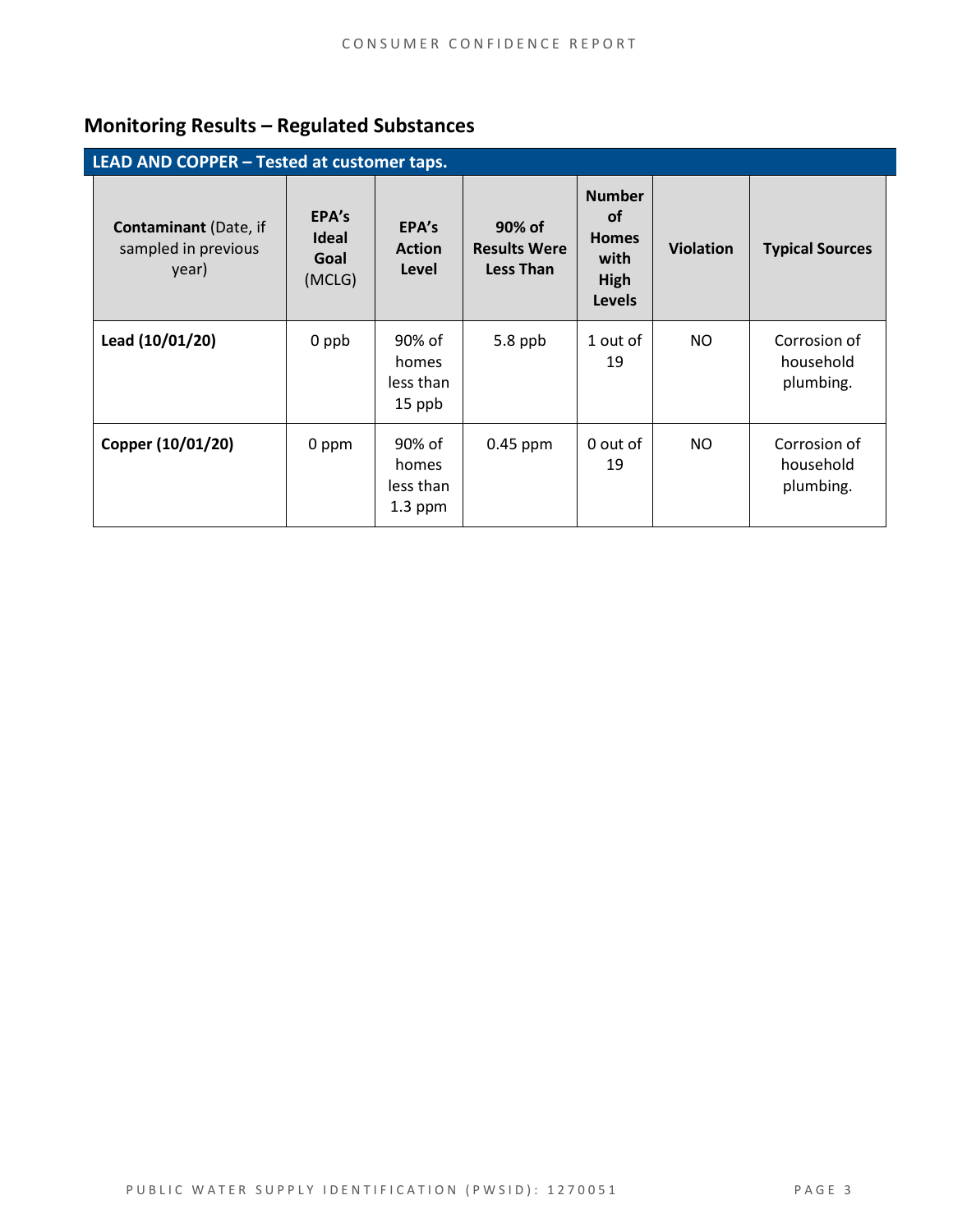## Monitoring Results – Regulated Substances

**LEAD AND COPPER – Tested at customer taps.**

| **Contaminant** (Date, if sampled in previous year) | **EPA's Ideal Goal** (MCLG) | **EPA's Action Level** | **90% of Results Were Less Than** | **Number of Homes with High Levels** | **Violation** | **Typical Sources** |
|---|---|---|---|---|---|---|
| **Lead (10/01/20)** | 0 ppb | 90% of homes less than 15 ppb | 5.8 ppb | 1 out of 19 | NO | Corrosion of household plumbing. |
| **Copper (10/01/20)** | 0 ppm | 90% of homes less than 1.3 ppm | 0.45 ppm | 0 out of 19 | NO | Corrosion of household plumbing. |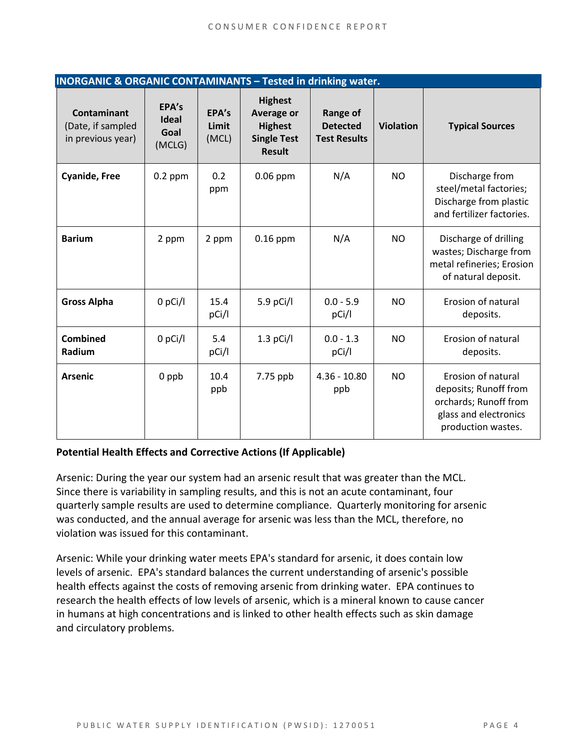| INORGANIC & ORGANIC CONTAMINANTS – Tested in drinking water. | | | | | | |
|---|---|---|---|---|---|---|
| **Contaminant** (Date, if sampled in previous year) | **EPA's Ideal Goal** (MCLG) | **EPA's Limit** (MCL) | **Highest Average or Highest Single Test Result** | **Range of Detected Test Results** | **Violation** | **Typical Sources** |
| **Cyanide, Free** | 0.2 ppm | 0.2 ppm | 0.06 ppm | N/A | NO | Discharge from steel/metal factories; Discharge from plastic and fertilizer factories. |
| **Barium** | 2 ppm | 2 ppm | 0.16 ppm | N/A | NO | Discharge of drilling wastes; Discharge from metal refineries; Erosion of natural deposit. |
| **Gross Alpha** | 0 pCi/l | 15.4 pCi/l | 5.9 pCi/l | 0.0 - 5.9 pCi/l | NO | Erosion of natural deposits. |
| **Combined Radium** | 0 pCi/l | 5.4 pCi/l | 1.3 pCi/l | 0.0 - 1.3 pCi/l | NO | Erosion of natural deposits. |
| **Arsenic** | 0 ppb | 10.4 ppb | 7.75 ppb | 4.36 - 10.80 ppb | NO | Erosion of natural deposits; Runoff from orchards; Runoff from glass and electronics production wastes. |

**Potential Health Effects and Corrective Actions (If Applicable)**

Arsenic: During the year our system had an arsenic result that was greater than the MCL. Since there is variability in sampling results, and this is not an acute contaminant, four quarterly sample results are used to determine compliance. Quarterly monitoring for arsenic was conducted, and the annual average for arsenic was less than the MCL, therefore, no violation was issued for this contaminant.

Arsenic: While your drinking water meets EPA's standard for arsenic, it does contain low levels of arsenic. EPA's standard balances the current understanding of arsenic's possible health effects against the costs of removing arsenic from drinking water. EPA continues to research the health effects of low levels of arsenic, which is a mineral known to cause cancer in humans at high concentrations and is linked to other health effects such as skin damage and circulatory problems.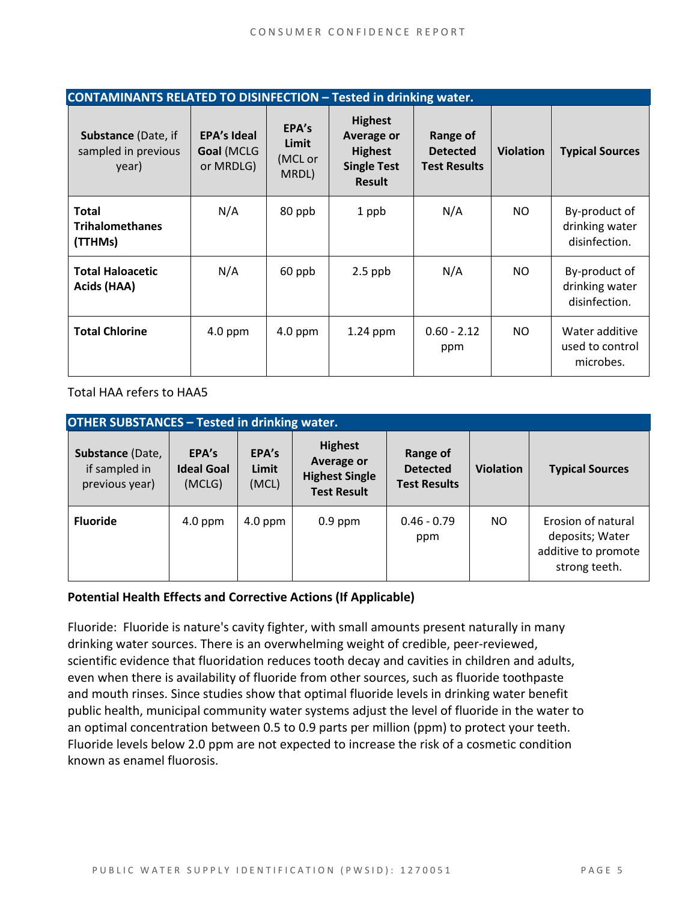| CONTAMINANTS RELATED TO DISINFECTION – Tested in drinking water. | | | | | | |
|---|---|---|---|---|---|---|
| **Substance** (Date, if sampled in previous year) | **EPA's Ideal Goal** (MCLG or MRDLG) | **EPA's Limit** (MCL or MRDL) | **Highest Average or Highest Single Test Result** | **Range of Detected Test Results** | **Violation** | **Typical Sources** |
| **Total Trihalomethanes (TTHMs)** | N/A | 80 ppb | 1 ppb | N/A | NO | By-product of drinking water disinfection. |
| **Total Haloacetic Acids (HAA)** | N/A | 60 ppb | 2.5 ppb | N/A | NO | By-product of drinking water disinfection. |
| **Total Chlorine** | 4.0 ppm | 4.0 ppm | 1.24 ppm | 0.60 - 2.12 ppm | NO | Water additive used to control microbes. |

Total HAA refers to HAA5

| OTHER SUBSTANCES – Tested in drinking water. | | | | | | |
|---|---|---|---|---|---|---|
| **Substance** (Date, if sampled in previous year) | **EPA's Ideal Goal** (MCLG) | **EPA's Limit** (MCL) | **Highest Average or Highest Single Test Result** | **Range of Detected Test Results** | **Violation** | **Typical Sources** |
| **Fluoride** | 4.0 ppm | 4.0 ppm | 0.9 ppm | 0.46 - 0.79 ppm | NO | Erosion of natural deposits; Water additive to promote strong teeth. |

**Potential Health Effects and Corrective Actions (If Applicable)**

Fluoride: Fluoride is nature's cavity fighter, with small amounts present naturally in many drinking water sources. There is an overwhelming weight of credible, peer-reviewed, scientific evidence that fluoridation reduces tooth decay and cavities in children and adults, even when there is availability of fluoride from other sources, such as fluoride toothpaste and mouth rinses. Since studies show that optimal fluoride levels in drinking water benefit public health, municipal community water systems adjust the level of fluoride in the water to an optimal concentration between 0.5 to 0.9 parts per million (ppm) to protect your teeth. Fluoride levels below 2.0 ppm are not expected to increase the risk of a cosmetic condition known as enamel fluorosis.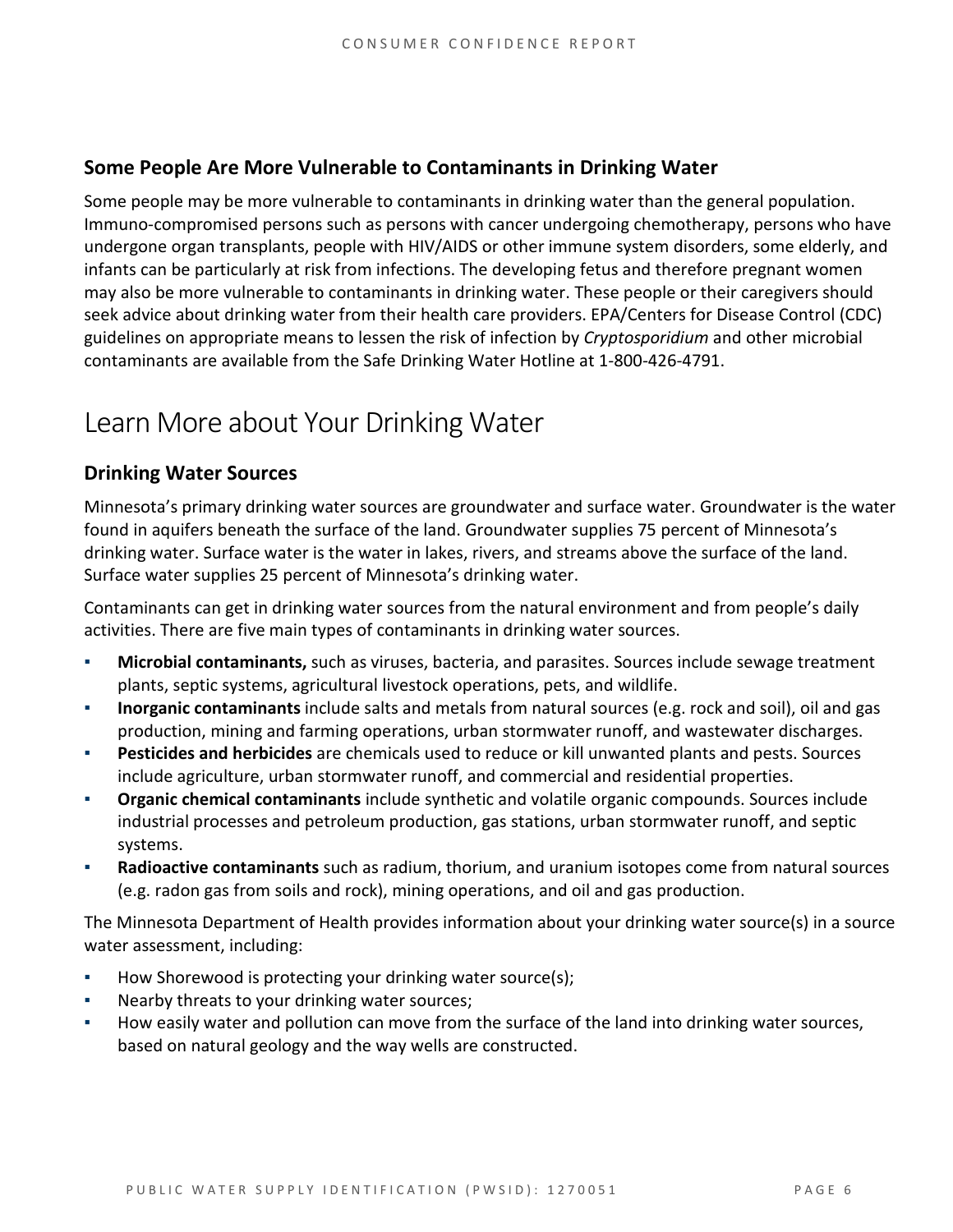### Some People Are More Vulnerable to Contaminants in Drinking Water

Some people may be more vulnerable to contaminants in drinking water than the general population. Immuno-compromised persons such as persons with cancer undergoing chemotherapy, persons who have undergone organ transplants, people with HIV/AIDS or other immune system disorders, some elderly, and infants can be particularly at risk from infections. The developing fetus and therefore pregnant women may also be more vulnerable to contaminants in drinking water. These people or their caregivers should seek advice about drinking water from their health care providers. EPA/Centers for Disease Control (CDC) guidelines on appropriate means to lessen the risk of infection by *Cryptosporidium* and other microbial contaminants are available from the Safe Drinking Water Hotline at 1-800-426-4791.

## Learn More about Your Drinking Water

### Drinking Water Sources

Minnesota's primary drinking water sources are groundwater and surface water. Groundwater is the water found in aquifers beneath the surface of the land. Groundwater supplies 75 percent of Minnesota's drinking water. Surface water is the water in lakes, rivers, and streams above the surface of the land. Surface water supplies 25 percent of Minnesota's drinking water.

Contaminants can get in drinking water sources from the natural environment and from people's daily activities. There are five main types of contaminants in drinking water sources.

- **Microbial contaminants,** such as viruses, bacteria, and parasites. Sources include sewage treatment plants, septic systems, agricultural livestock operations, pets, and wildlife.
- **Inorganic contaminants** include salts and metals from natural sources (e.g. rock and soil), oil and gas production, mining and farming operations, urban stormwater runoff, and wastewater discharges.
- **Pesticides and herbicides** are chemicals used to reduce or kill unwanted plants and pests. Sources include agriculture, urban stormwater runoff, and commercial and residential properties.
- **Organic chemical contaminants** include synthetic and volatile organic compounds. Sources include industrial processes and petroleum production, gas stations, urban stormwater runoff, and septic systems.
- **Radioactive contaminants** such as radium, thorium, and uranium isotopes come from natural sources (e.g. radon gas from soils and rock), mining operations, and oil and gas production.

The Minnesota Department of Health provides information about your drinking water source(s) in a source water assessment, including:

- How Shorewood is protecting your drinking water source(s);
- Nearby threats to your drinking water sources;
- How easily water and pollution can move from the surface of the land into drinking water sources, based on natural geology and the way wells are constructed.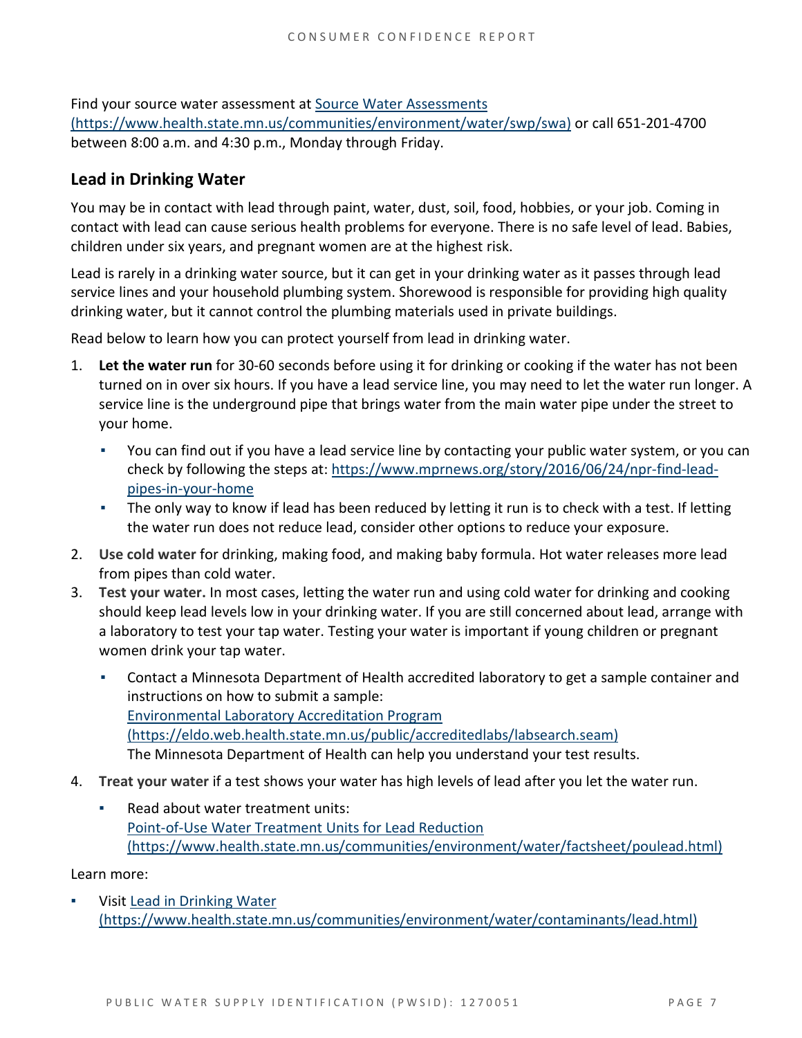Find your source water assessment at [Source Water Assessments (https://www.health.state.mn.us/communities/environment/water/swp/swa)](https://www.health.state.mn.us/communities/environment/water/swp/swa) or call 651-201-4700 between 8:00 a.m. and 4:30 p.m., Monday through Friday.

## Lead in Drinking Water

You may be in contact with lead through paint, water, dust, soil, food, hobbies, or your job. Coming in contact with lead can cause serious health problems for everyone. There is no safe level of lead. Babies, children under six years, and pregnant women are at the highest risk.

Lead is rarely in a drinking water source, but it can get in your drinking water as it passes through lead service lines and your household plumbing system. Shorewood is responsible for providing high quality drinking water, but it cannot control the plumbing materials used in private buildings.

Read below to learn how you can protect yourself from lead in drinking water.

1. **Let the water run** for 30-60 seconds before using it for drinking or cooking if the water has not been turned on in over six hours. If you have a lead service line, you may need to let the water run longer. A service line is the underground pipe that brings water from the main water pipe under the street to your home.
   - You can find out if you have a lead service line by contacting your public water system, or you can check by following the steps at: https://www.mprnews.org/story/2016/06/24/npr-find-lead-pipes-in-your-home
   - The only way to know if lead has been reduced by letting it run is to check with a test. If letting the water run does not reduce lead, consider other options to reduce your exposure.
2. **Use cold water** for drinking, making food, and making baby formula. Hot water releases more lead from pipes than cold water.
3. **Test your water.** In most cases, letting the water run and using cold water for drinking and cooking should keep lead levels low in your drinking water. If you are still concerned about lead, arrange with a laboratory to test your tap water. Testing your water is important if young children or pregnant women drink your tap water.
   - Contact a Minnesota Department of Health accredited laboratory to get a sample container and instructions on how to submit a sample:
     [Environmental Laboratory Accreditation Program (https://eldo.web.health.state.mn.us/public/accreditedlabs/labsearch.seam)](https://eldo.web.health.state.mn.us/public/accreditedlabs/labsearch.seam)
     The Minnesota Department of Health can help you understand your test results.
4. **Treat your water** if a test shows your water has high levels of lead after you let the water run.
   - Read about water treatment units:
     [Point-of-Use Water Treatment Units for Lead Reduction (https://www.health.state.mn.us/communities/environment/water/factsheet/poulead.html)](https://www.health.state.mn.us/communities/environment/water/factsheet/poulead.html)

Learn more:

- Visit [Lead in Drinking Water (https://www.health.state.mn.us/communities/environment/water/contaminants/lead.html)](https://www.health.state.mn.us/communities/environment/water/contaminants/lead.html)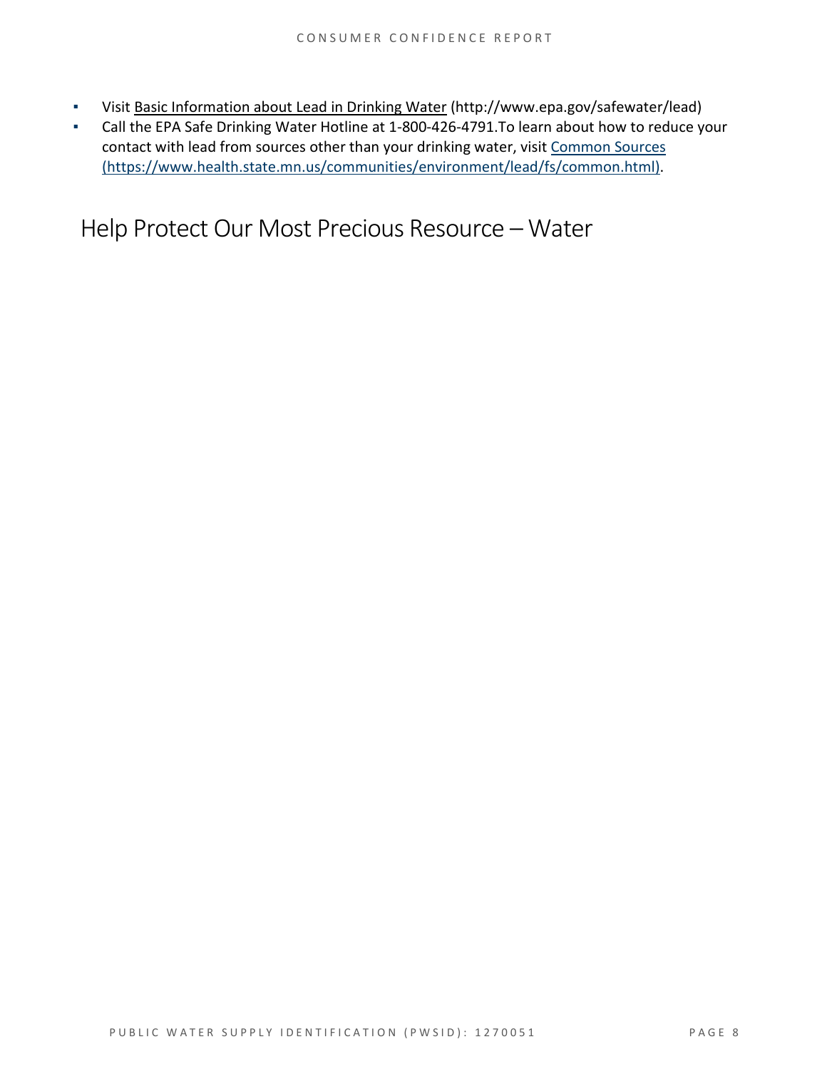- Visit Basic Information about Lead in Drinking Water (http://www.epa.gov/safewater/lead)
- Call the EPA Safe Drinking Water Hotline at 1-800-426-4791.To learn about how to reduce your contact with lead from sources other than your drinking water, visit Common Sources (https://www.health.state.mn.us/communities/environment/lead/fs/common.html).

# Help Protect Our Most Precious Resource – Water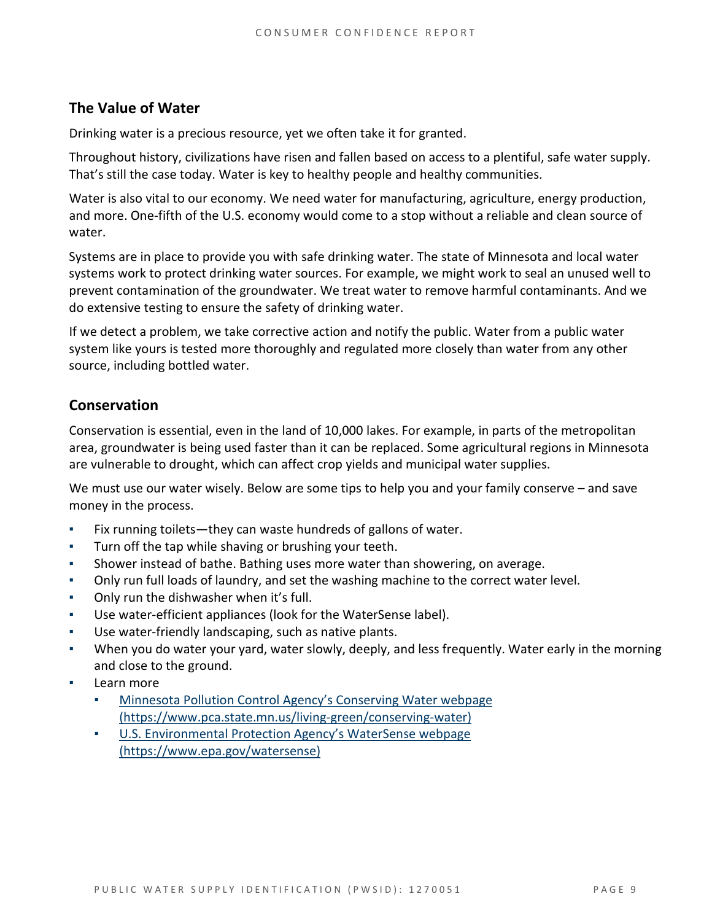## The Value of Water

Drinking water is a precious resource, yet we often take it for granted.

Throughout history, civilizations have risen and fallen based on access to a plentiful, safe water supply. That's still the case today. Water is key to healthy people and healthy communities.

Water is also vital to our economy. We need water for manufacturing, agriculture, energy production, and more. One-fifth of the U.S. economy would come to a stop without a reliable and clean source of water.

Systems are in place to provide you with safe drinking water. The state of Minnesota and local water systems work to protect drinking water sources. For example, we might work to seal an unused well to prevent contamination of the groundwater. We treat water to remove harmful contaminants. And we do extensive testing to ensure the safety of drinking water.

If we detect a problem, we take corrective action and notify the public. Water from a public water system like yours is tested more thoroughly and regulated more closely than water from any other source, including bottled water.

## Conservation

Conservation is essential, even in the land of 10,000 lakes. For example, in parts of the metropolitan area, groundwater is being used faster than it can be replaced. Some agricultural regions in Minnesota are vulnerable to drought, which can affect crop yields and municipal water supplies.

We must use our water wisely. Below are some tips to help you and your family conserve – and save money in the process.

- Fix running toilets—they can waste hundreds of gallons of water.
- Turn off the tap while shaving or brushing your teeth.
- Shower instead of bathe. Bathing uses more water than showering, on average.
- Only run full loads of laundry, and set the washing machine to the correct water level.
- Only run the dishwasher when it's full.
- Use water-efficient appliances (look for the WaterSense label).
- Use water-friendly landscaping, such as native plants.
- When you do water your yard, water slowly, deeply, and less frequently. Water early in the morning and close to the ground.
- Learn more
  - [Minnesota Pollution Control Agency's Conserving Water webpage (https://www.pca.state.mn.us/living-green/conserving-water)](https://www.pca.state.mn.us/living-green/conserving-water)
  - [U.S. Environmental Protection Agency's WaterSense webpage (https://www.epa.gov/watersense)](https://www.epa.gov/watersense)